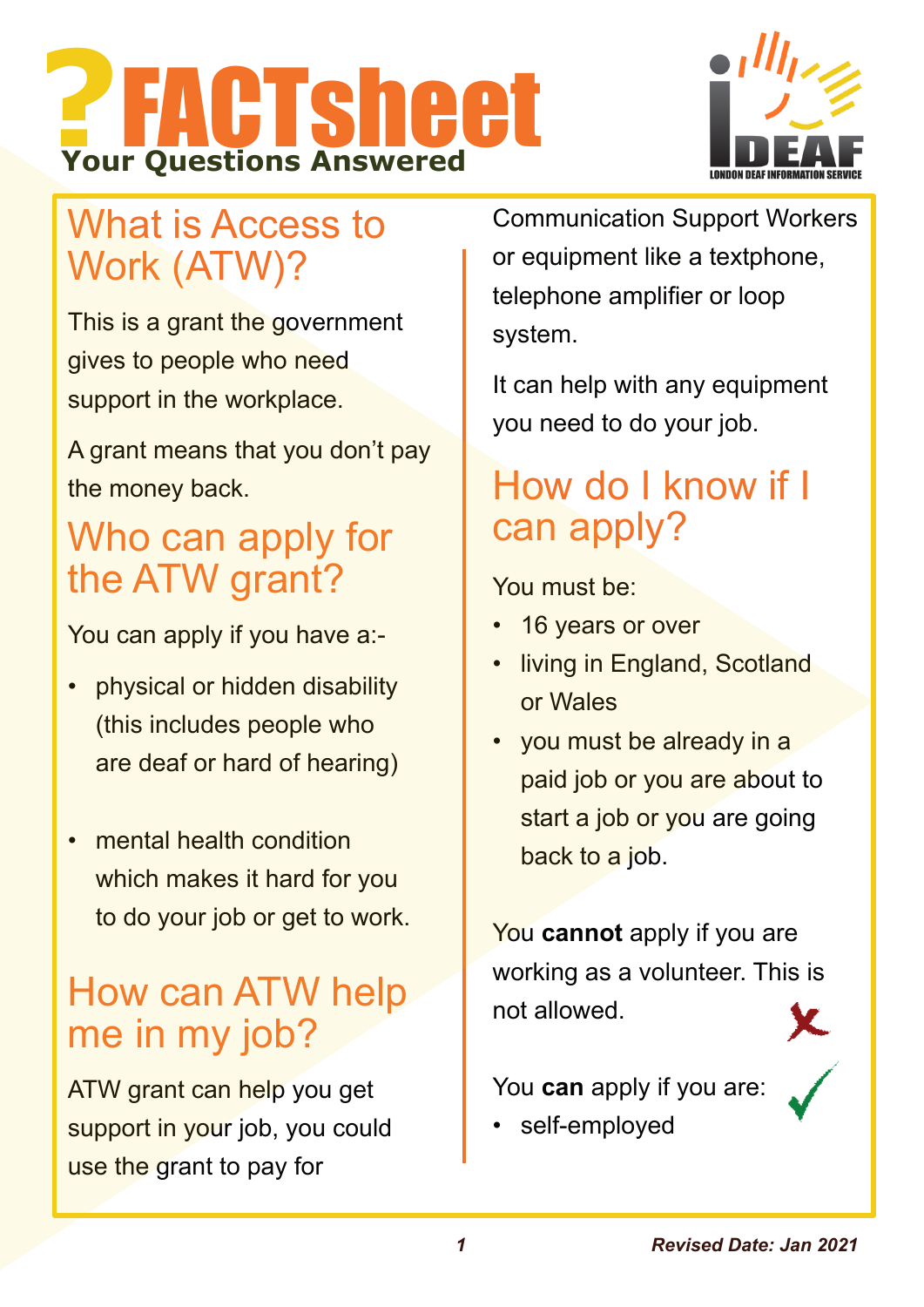# FACTsheet

**Your Questions Answered**

## What is Access to Work (ATW)?

This is a grant the government gives to people who need support in the workplace.

A grant means that you don't pay the money back.

## Who can apply for the ATW grant?

You can apply if you have a:-

- physical or hidden disability (this includes people who are deaf or hard of hearing)
- mental health condition which makes it hard for you to do your job or get to work.

## How can ATW help me in my job?

ATW grant can help you get support in your job, you could use the grant to pay for Communication Support Workers or equipment like a textphone, telephone amplifier or loop system.

It can help with any equipment you need to do your job.

## How do I know if I can apply?

You must be:

- 16 years or over
- living in England, Scotland or Wales
- you must be already in a paid job or you are about to start a job or you are going back to a job.

You **cannot** apply if you are working as a volunteer. This is not allowed.

You **can** apply if you are:

- self-employed

*Revised Date: Jan 2021*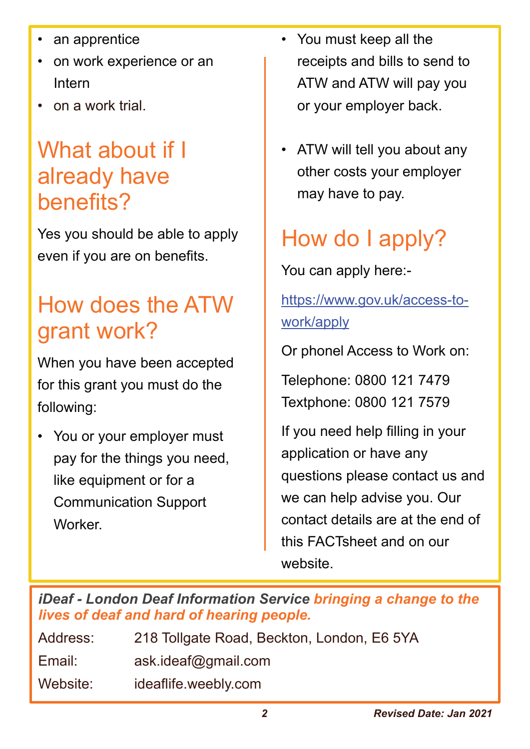- an apprentice
- on work experience or an Intern
- on a work trial.

## What about if I already have benefits?

Yes you should be able to apply even if you are on benefits.

## How does the ATW grant work?

When you have been accepted for this grant you must do the following:

- You or your employer must pay for the things you need, like equipment or for a Communication Support Worker.
- You must keep all the receipts and bills to send to ATW and ATW will pay you or your employer back.
- ATW will tell you about any other costs your employer may have to pay.

## How do I apply?

You can apply here:-

https://www.gov.uk/access-to-work/apply

Or phonel Access to Work on:

Telephone: 0800 121 7479
Textphone: 0800 121 7579

If you need help filling in your application or have any questions please contact us and we can help advise you. Our contact details are at the end of this FACTsheet and on our website.

***iDeaf - London Deaf Information Service bringing a change to the lives of deaf and hard of hearing people.***

| | |
|---|---|
| Address: | 218 Tollgate Road, Beckton, London, E6 5YA |
| Email: | ask.ideaf@gmail.com |
| Website: | ideaflife.weebly.com |

***Revised Date: Jan 2021***